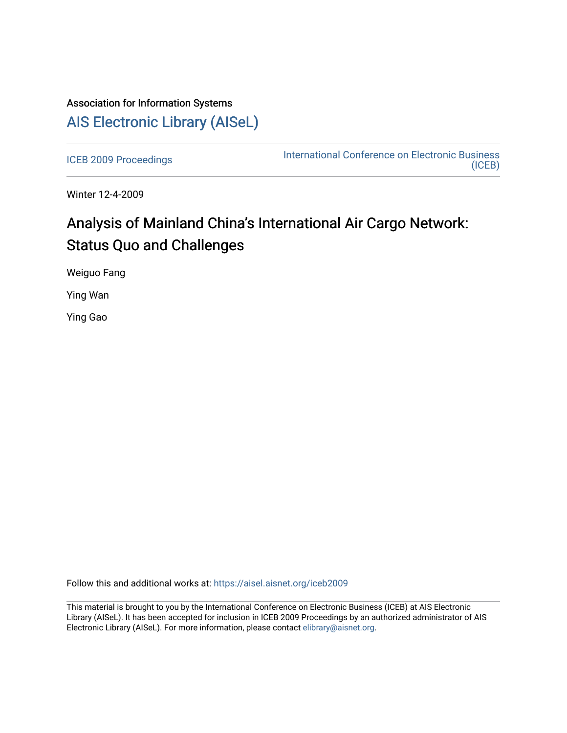Association for Information Systems

# AIS Electronic Library (AISeL)

ICEB 2009 Proceedings

International Conference on Electronic Business (ICEB)

Winter 12-4-2009

## Analysis of Mainland China's International Air Cargo Network: Status Quo and Challenges

Weiguo Fang

Ying Wan

Ying Gao

Follow this and additional works at: https://aisel.aisnet.org/iceb2009

This material is brought to you by the International Conference on Electronic Business (ICEB) at AIS Electronic Library (AISeL). It has been accepted for inclusion in ICEB 2009 Proceedings by an authorized administrator of AIS Electronic Library (AISeL). For more information, please contact elibrary@aisnet.org.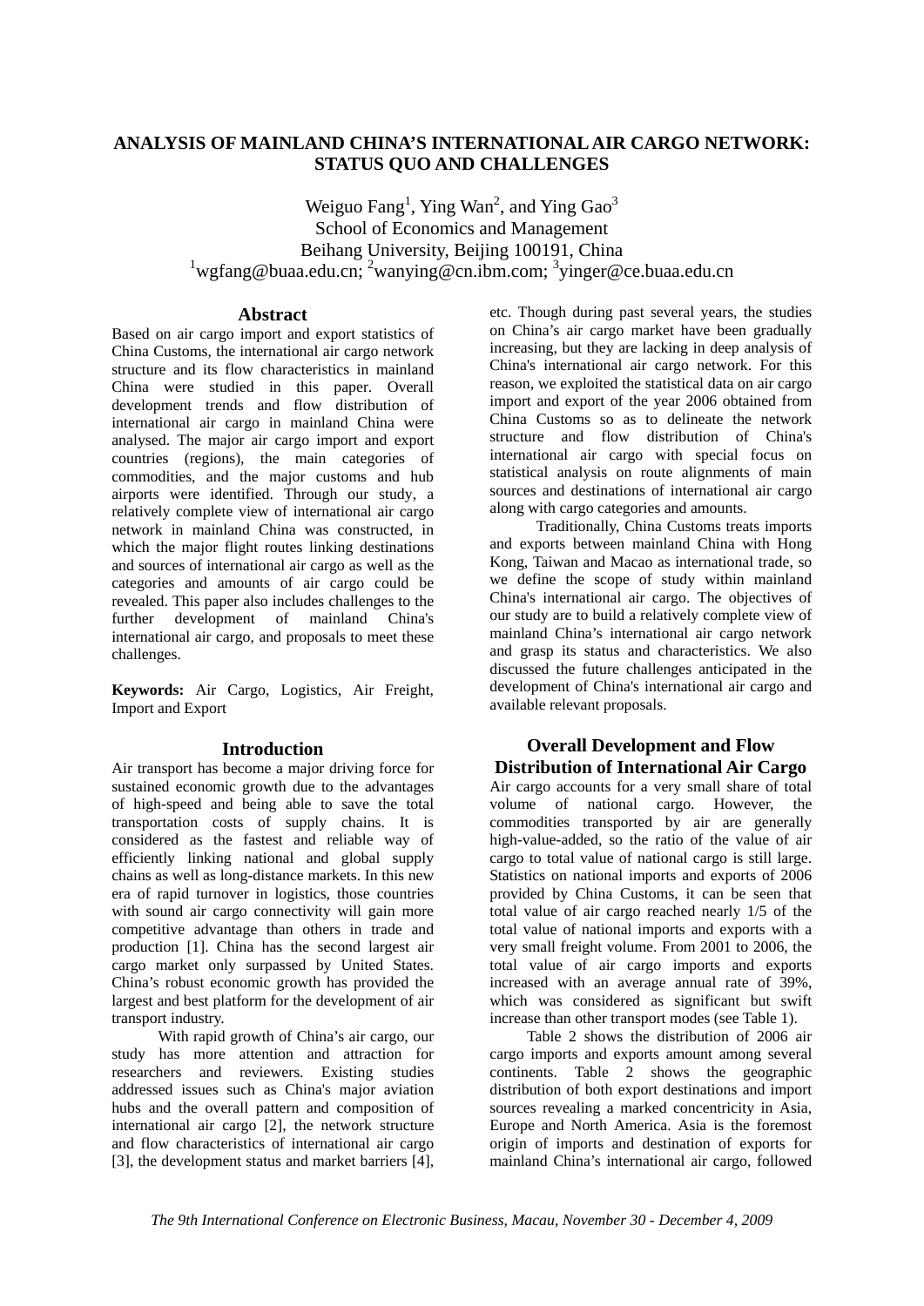# ANALYSIS OF MAINLAND CHINA'S INTERNATIONAL AIR CARGO NETWORK: STATUS QUO AND CHALLENGES

Weiguo Fang[1], Ying Wan[2], and Ying Gao[3]
School of Economics and Management
Beihang University, Beijing 100191, China
[1]wgfang@buaa.edu.cn; [2]wanying@cn.ibm.com; [3]yinger@ce.buaa.edu.cn

## Abstract

Based on air cargo import and export statistics of China Customs, the international air cargo network structure and its flow characteristics in mainland China were studied in this paper. Overall development trends and flow distribution of international air cargo in mainland China were analysed. The major air cargo import and export countries (regions), the main categories of commodities, and the major customs and hub airports were identified. Through our study, a relatively complete view of international air cargo network in mainland China was constructed, in which the major flight routes linking destinations and sources of international air cargo as well as the categories and amounts of air cargo could be revealed. This paper also includes challenges to the further development of mainland China's international air cargo, and proposals to meet these challenges.

**Keywords:** Air Cargo, Logistics, Air Freight, Import and Export

## Introduction

Air transport has become a major driving force for sustained economic growth due to the advantages of high-speed and being able to save the total transportation costs of supply chains. It is considered as the fastest and reliable way of efficiently linking national and global supply chains as well as long-distance markets. In this new era of rapid turnover in logistics, those countries with sound air cargo connectivity will gain more competitive advantage than others in trade and production [1]. China has the second largest air cargo market only surpassed by United States. China's robust economic growth has provided the largest and best platform for the development of air transport industry.

With rapid growth of China's air cargo, our study has more attention and attraction for researchers and reviewers. Existing studies addressed issues such as China's major aviation hubs and the overall pattern and composition of international air cargo [2], the network structure and flow characteristics of international air cargo [3], the development status and market barriers [4], etc. Though during past several years, the studies on China's air cargo market have been gradually increasing, but they are lacking in deep analysis of China's international air cargo network. For this reason, we exploited the statistical data on air cargo import and export of the year 2006 obtained from China Customs so as to delineate the network structure and flow distribution of China's international air cargo with special focus on statistical analysis on route alignments of main sources and destinations of international air cargo along with cargo categories and amounts.

Traditionally, China Customs treats imports and exports between mainland China with Hong Kong, Taiwan and Macao as international trade, so we define the scope of study within mainland China's international air cargo. The objectives of our study are to build a relatively complete view of mainland China's international air cargo network and grasp its status and characteristics. We also discussed the future challenges anticipated in the development of China's international air cargo and available relevant proposals.

## Overall Development and Flow Distribution of International Air Cargo

Air cargo accounts for a very small share of total volume of national cargo. However, the commodities transported by air are generally high-value-added, so the ratio of the value of air cargo to total value of national cargo is still large. Statistics on national imports and exports of 2006 provided by China Customs, it can be seen that total value of air cargo reached nearly 1/5 of the total value of national imports and exports with a very small freight volume. From 2001 to 2006, the total value of air cargo imports and exports increased with an average annual rate of 39%, which was considered as significant but swift increase than other transport modes (see Table 1).

Table 2 shows the distribution of 2006 air cargo imports and exports amount among several continents. Table 2 shows the geographic distribution of both export destinations and import sources revealing a marked concentricity in Asia, Europe and North America. Asia is the foremost origin of imports and destination of exports for mainland China's international air cargo, followed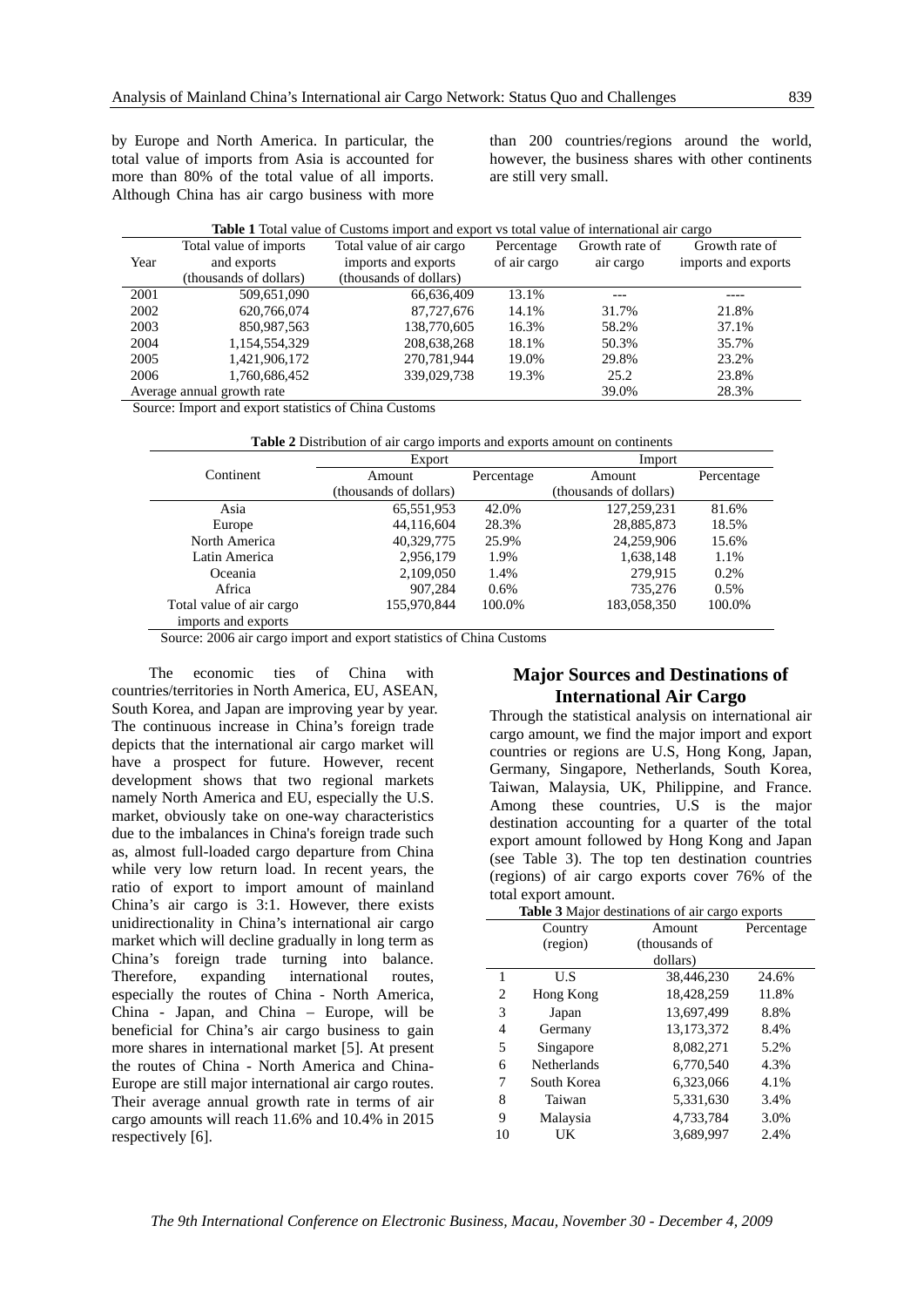by Europe and North America. In particular, the total value of imports from Asia is accounted for more than 80% of the total value of all imports. Although China has air cargo business with more than 200 countries/regions around the world, however, the business shares with other continents are still very small.

**Table 1** Total value of Customs import and export vs total value of international air cargo

| Year | Total value of imports and exports (thousands of dollars) | Total value of air cargo imports and exports (thousands of dollars) | Percentage of air cargo | Growth rate of air cargo | Growth rate of imports and exports |
|---|---|---|---|---|---|
| 2001 | 509,651,090 | 66,636,409 | 13.1% | --- | ---- |
| 2002 | 620,766,074 | 87,727,676 | 14.1% | 31.7% | 21.8% |
| 2003 | 850,987,563 | 138,770,605 | 16.3% | 58.2% | 37.1% |
| 2004 | 1,154,554,329 | 208,638,268 | 18.1% | 50.3% | 35.7% |
| 2005 | 1,421,906,172 | 270,781,944 | 19.0% | 29.8% | 23.2% |
| 2006 | 1,760,686,452 | 339,029,738 | 19.3% | 25.2 | 23.8% |
| Average annual growth rate | | | | 39.0% | 28.3% |

Source: Import and export statistics of China Customs

**Table 2** Distribution of air cargo imports and exports amount on continents

| Continent | Export | | Import | |
|---|---|---|---|---|
| | Amount (thousands of dollars) | Percentage | Amount (thousands of dollars) | Percentage |
| Asia | 65,551,953 | 42.0% | 127,259,231 | 81.6% |
| Europe | 44,116,604 | 28.3% | 28,885,873 | 18.5% |
| North America | 40,329,775 | 25.9% | 24,259,906 | 15.6% |
| Latin America | 2,956,179 | 1.9% | 1,638,148 | 1.1% |
| Oceania | 2,109,050 | 1.4% | 279,915 | 0.2% |
| Africa | 907,284 | 0.6% | 735,276 | 0.5% |
| Total value of air cargo imports and exports | 155,970,844 | 100.0% | 183,058,350 | 100.0% |

Source: 2006 air cargo import and export statistics of China Customs

The economic ties of China with countries/territories in North America, EU, ASEAN, South Korea, and Japan are improving year by year. The continuous increase in China's foreign trade depicts that the international air cargo market will have a prospect for future. However, recent development shows that two regional markets namely North America and EU, especially the U.S. market, obviously take on one-way characteristics due to the imbalances in China's foreign trade such as, almost full-loaded cargo departure from China while very low return load. In recent years, the ratio of export to import amount of mainland China's air cargo is 3:1. However, there exists unidirectionality in China's international air cargo market which will decline gradually in long term as China's foreign trade turning into balance. Therefore, expanding international routes, especially the routes of China - North America, China - Japan, and China – Europe, will be beneficial for China's air cargo business to gain more shares in international market [5]. At present the routes of China - North America and China-Europe are still major international air cargo routes. Their average annual growth rate in terms of air cargo amounts will reach 11.6% and 10.4% in 2015 respectively [6].

## Major Sources and Destinations of International Air Cargo

Through the statistical analysis on international air cargo amount, we find the major import and export countries or regions are U.S, Hong Kong, Japan, Germany, Singapore, Netherlands, South Korea, Taiwan, Malaysia, UK, Philippine, and France. Among these countries, U.S is the major destination accounting for a quarter of the total export amount followed by Hong Kong and Japan (see Table 3). The top ten destination countries (regions) of air cargo exports cover 76% of the total export amount.

**Table 3** Major destinations of air cargo exports

| | Country (region) | Amount (thousands of dollars) | Percentage |
|---|---|---|---|
| 1 | U.S | 38,446,230 | 24.6% |
| 2 | Hong Kong | 18,428,259 | 11.8% |
| 3 | Japan | 13,697,499 | 8.8% |
| 4 | Germany | 13,173,372 | 8.4% |
| 5 | Singapore | 8,082,271 | 5.2% |
| 6 | Netherlands | 6,770,540 | 4.3% |
| 7 | South Korea | 6,323,066 | 4.1% |
| 8 | Taiwan | 5,331,630 | 3.4% |
| 9 | Malaysia | 4,733,784 | 3.0% |
| 10 | UK | 3,689,997 | 2.4% |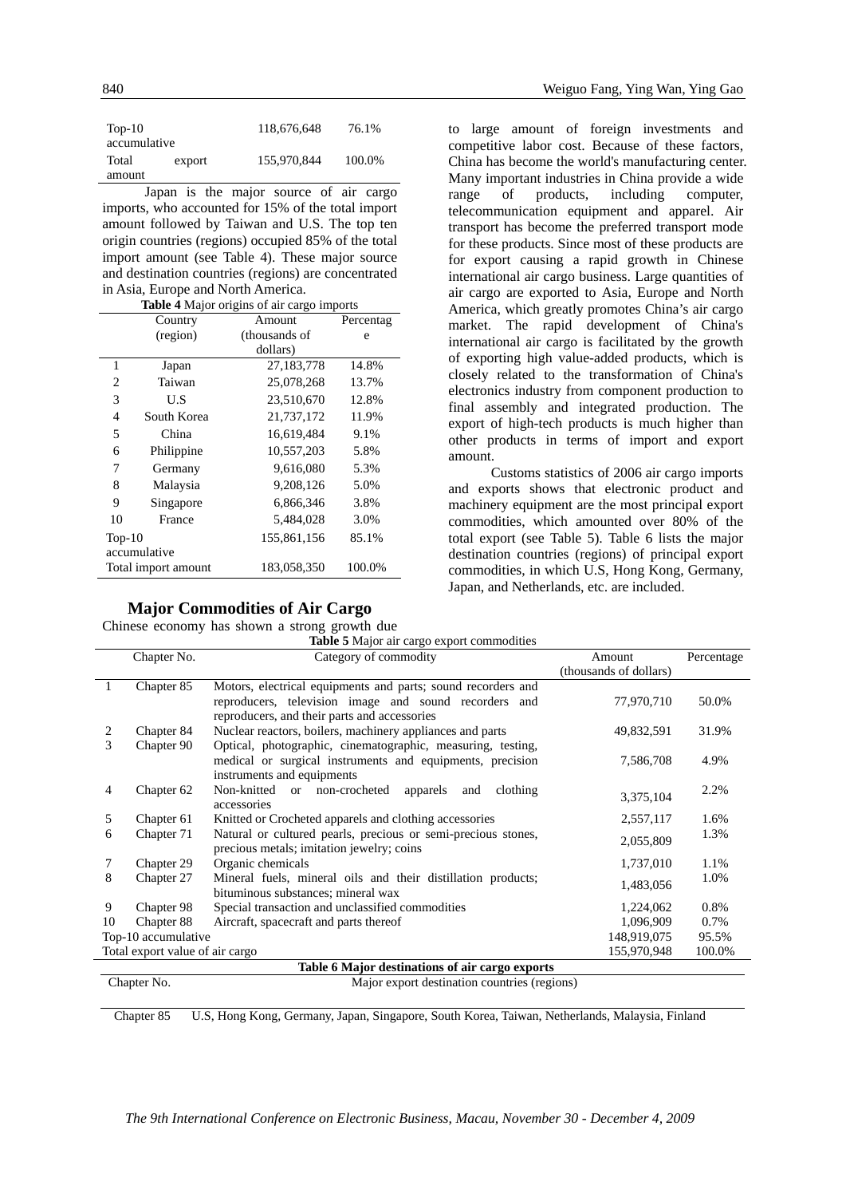| | | |
|---|---|---|
| Top-10 accumulative | 118,676,648 | 76.1% |
| Total export amount | 155,970,844 | 100.0% |

Japan is the major source of air cargo imports, who accounted for 15% of the total import amount followed by Taiwan and U.S. The top ten origin countries (regions) occupied 85% of the total import amount (see Table 4). These major source and destination countries (regions) are concentrated in Asia, Europe and North America.

**Table 4** Major origins of air cargo imports

| | Country (region) | Amount (thousands of dollars) | Percentage |
|---|---|---|---|
| 1 | Japan | 27,183,778 | 14.8% |
| 2 | Taiwan | 25,078,268 | 13.7% |
| 3 | U.S | 23,510,670 | 12.8% |
| 4 | South Korea | 21,737,172 | 11.9% |
| 5 | China | 16,619,484 | 9.1% |
| 6 | Philippine | 10,557,203 | 5.8% |
| 7 | Germany | 9,616,080 | 5.3% |
| 8 | Malaysia | 9,208,126 | 5.0% |
| 9 | Singapore | 6,866,346 | 3.8% |
| 10 | France | 5,484,028 | 3.0% |
| Top-10 accumulative | | 155,861,156 | 85.1% |
| Total import amount | | 183,058,350 | 100.0% |

## Major Commodities of Air Cargo

Chinese economy has shown a strong growth due to large amount of foreign investments and competitive labor cost. Because of these factors, China has become the world's manufacturing center. Many important industries in China provide a wide range of products, including computer, telecommunication equipment and apparel. Air transport has become the preferred transport mode for these products. Since most of these products are for export causing a rapid growth in Chinese international air cargo business. Large quantities of air cargo are exported to Asia, Europe and North America, which greatly promotes China's air cargo market. The rapid development of China's international air cargo is facilitated by the growth of exporting high value-added products, which is closely related to the transformation of China's electronics industry from component production to final assembly and integrated production. The export of high-tech products is much higher than other products in terms of import and export amount.

Customs statistics of 2006 air cargo imports and exports shows that electronic product and machinery equipment are the most principal export commodities, which amounted over 80% of the total export (see Table 5). Table 6 lists the major destination countries (regions) of principal export commodities, in which U.S, Hong Kong, Germany, Japan, and Netherlands, etc. are included.

**Table 5** Major air cargo export commodities

| | Chapter No. | Category of commodity | Amount (thousands of dollars) | Percentage |
|---|---|---|---|---|
| 1 | Chapter 85 | Motors, electrical equipments and parts; sound recorders and reproducers, television image and sound recorders and reproducers, and their parts and accessories | 77,970,710 | 50.0% |
| 2 | Chapter 84 | Nuclear reactors, boilers, machinery appliances and parts | 49,832,591 | 31.9% |
| 3 | Chapter 90 | Optical, photographic, cinematographic, measuring, testing, medical or surgical instruments and equipments, precision instruments and equipments | 7,586,708 | 4.9% |
| 4 | Chapter 62 | Non-knitted or non-crocheted apparels and clothing accessories | 3,375,104 | 2.2% |
| 5 | Chapter 61 | Knitted or Crocheted apparels and clothing accessories | 2,557,117 | 1.6% |
| 6 | Chapter 71 | Natural or cultured pearls, precious or semi-precious stones, precious metals; imitation jewelry; coins | 2,055,809 | 1.3% |
| 7 | Chapter 29 | Organic chemicals | 1,737,010 | 1.1% |
| 8 | Chapter 27 | Mineral fuels, mineral oils and their distillation products; bituminous substances; mineral wax | 1,483,056 | 1.0% |
| 9 | Chapter 98 | Special transaction and unclassified commodities | 1,224,062 | 0.8% |
| 10 | Chapter 88 | Aircraft, spacecraft and parts thereof | 1,096,909 | 0.7% |
| Top-10 accumulative | | | 148,919,075 | 95.5% |
| Total export value of air cargo | | | 155,970,948 | 100.0% |

**Table 6 Major destinations of air cargo exports**

| Chapter No. | Major export destination countries (regions) |
|---|---|
| Chapter 85 | U.S, Hong Kong, Germany, Japan, Singapore, South Korea, Taiwan, Netherlands, Malaysia, Finland |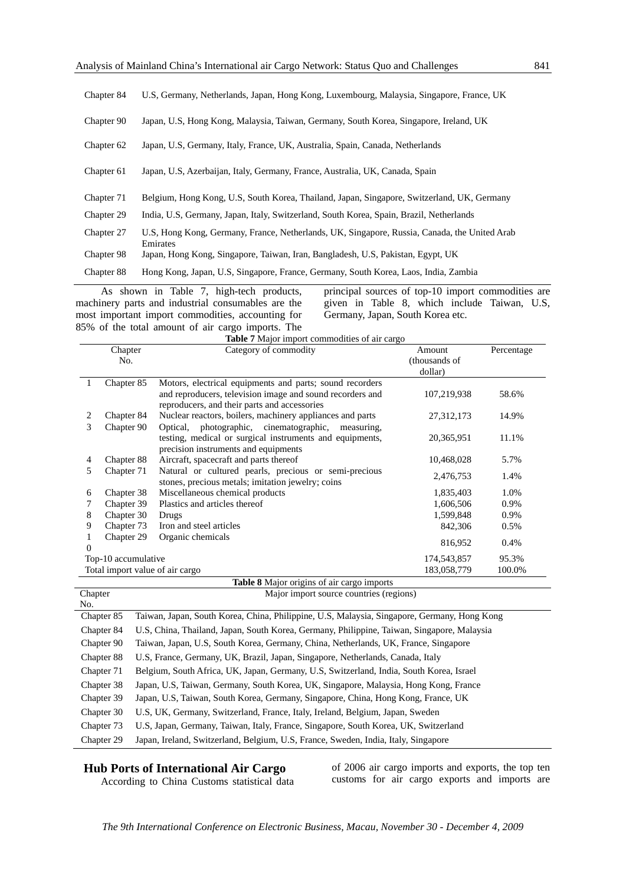| Chapter 84 | U.S, Germany, Netherlands, Japan, Hong Kong, Luxembourg, Malaysia, Singapore, France, UK |
|---|---|
| Chapter 90 | Japan, U.S, Hong Kong, Malaysia, Taiwan, Germany, South Korea, Singapore, Ireland, UK |
| Chapter 62 | Japan, U.S, Germany, Italy, France, UK, Australia, Spain, Canada, Netherlands |
| Chapter 61 | Japan, U.S, Azerbaijan, Italy, Germany, France, Australia, UK, Canada, Spain |
| Chapter 71 | Belgium, Hong Kong, U.S, South Korea, Thailand, Japan, Singapore, Switzerland, UK, Germany |
| Chapter 29 | India, U.S, Germany, Japan, Italy, Switzerland, South Korea, Spain, Brazil, Netherlands |
| Chapter 27 | U.S, Hong Kong, Germany, France, Netherlands, UK, Singapore, Russia, Canada, the United Arab Emirates |
| Chapter 98 | Japan, Hong Kong, Singapore, Taiwan, Iran, Bangladesh, U.S, Pakistan, Egypt, UK |
| Chapter 88 | Hong Kong, Japan, U.S, Singapore, France, Germany, South Korea, Laos, India, Zambia |

As shown in Table 7, high-tech products, machinery parts and industrial consumables are the most important import commodities, accounting for 85% of the total amount of air cargo imports. The principal sources of top-10 import commodities are given in Table 8, which include Taiwan, U.S, Germany, Japan, South Korea etc.

**Table 7** Major import commodities of air cargo

| | Chapter No. | Category of commodity | Amount (thousands of dollar) | Percentage |
|---|---|---|---|---|
| 1 | Chapter 85 | Motors, electrical equipments and parts; sound recorders and reproducers, television image and sound recorders and reproducers, and their parts and accessories | 107,219,938 | 58.6% |
| 2 | Chapter 84 | Nuclear reactors, boilers, machinery appliances and parts | 27,312,173 | 14.9% |
| 3 | Chapter 90 | Optical, photographic, cinematographic, measuring, testing, medical or surgical instruments and equipments, precision instruments and equipments | 20,365,951 | 11.1% |
| 4 | Chapter 88 | Aircraft, spacecraft and parts thereof | 10,468,028 | 5.7% |
| 5 | Chapter 71 | Natural or cultured pearls, precious or semi-precious stones, precious metals; imitation jewelry; coins | 2,476,753 | 1.4% |
| 6 | Chapter 38 | Miscellaneous chemical products | 1,835,403 | 1.0% |
| 7 | Chapter 39 | Plastics and articles thereof | 1,606,506 | 0.9% |
| 8 | Chapter 30 | Drugs | 1,599,848 | 0.9% |
| 9 | Chapter 73 | Iron and steel articles | 842,306 | 0.5% |
| 10 | Chapter 29 | Organic chemicals | 816,952 | 0.4% |
| Top-10 accumulative | | | 174,543,857 | 95.3% |
| Total import value of air cargo | | | 183,058,779 | 100.0% |

**Table 8** Major origins of air cargo imports

| Chapter No. | Major import source countries (regions) |
|---|---|
| Chapter 85 | Taiwan, Japan, South Korea, China, Philippine, U.S, Malaysia, Singapore, Germany, Hong Kong |
| Chapter 84 | U.S, China, Thailand, Japan, South Korea, Germany, Philippine, Taiwan, Singapore, Malaysia |
| Chapter 90 | Taiwan, Japan, U.S, South Korea, Germany, China, Netherlands, UK, France, Singapore |
| Chapter 88 | U.S, France, Germany, UK, Brazil, Japan, Singapore, Netherlands, Canada, Italy |
| Chapter 71 | Belgium, South Africa, UK, Japan, Germany, U.S, Switzerland, India, South Korea, Israel |
| Chapter 38 | Japan, U.S, Taiwan, Germany, South Korea, UK, Singapore, Malaysia, Hong Kong, France |
| Chapter 39 | Japan, U.S, Taiwan, South Korea, Germany, Singapore, China, Hong Kong, France, UK |
| Chapter 30 | U.S, UK, Germany, Switzerland, France, Italy, Ireland, Belgium, Japan, Sweden |
| Chapter 73 | U.S, Japan, Germany, Taiwan, Italy, France, Singapore, South Korea, UK, Switzerland |
| Chapter 29 | Japan, Ireland, Switzerland, Belgium, U.S, France, Sweden, India, Italy, Singapore |

## Hub Ports of International Air Cargo

According to China Customs statistical data of 2006 air cargo imports and exports, the top ten customs for air cargo exports and imports are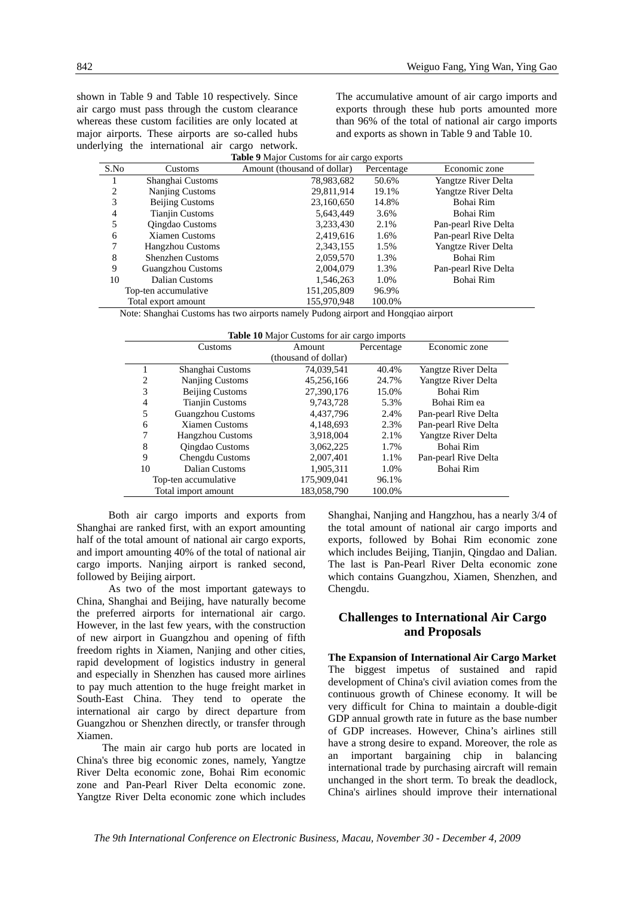shown in Table 9 and Table 10 respectively. Since air cargo must pass through the custom clearance whereas these custom facilities are only located at major airports. These airports are so-called hubs underlying the international air cargo network. The accumulative amount of air cargo imports and exports through these hub ports amounted more than 96% of the total of national air cargo imports and exports as shown in Table 9 and Table 10.

**Table 9** Major Customs for air cargo exports

| S.No | Customs | Amount (thousand of dollar) | Percentage | Economic zone |
|---|---|---|---|---|
| 1 | Shanghai Customs | 78,983,682 | 50.6% | Yangtze River Delta |
| 2 | Nanjing Customs | 29,811,914 | 19.1% | Yangtze River Delta |
| 3 | Beijing Customs | 23,160,650 | 14.8% | Bohai Rim |
| 4 | Tianjin Customs | 5,643,449 | 3.6% | Bohai Rim |
| 5 | Qingdao Customs | 3,233,430 | 2.1% | Pan-pearl Rive Delta |
| 6 | Xiamen Customs | 2,419,616 | 1.6% | Pan-pearl Rive Delta |
| 7 | Hangzhou Customs | 2,343,155 | 1.5% | Yangtze River Delta |
| 8 | Shenzhen Customs | 2,059,570 | 1.3% | Bohai Rim |
| 9 | Guangzhou Customs | 2,004,079 | 1.3% | Pan-pearl Rive Delta |
| 10 | Dalian Customs | 1,546,263 | 1.0% | Bohai Rim |
| Top-ten accumulative | | 151,205,809 | 96.9% | |
| Total export amount | | 155,970,948 | 100.0% | |

Note: Shanghai Customs has two airports namely Pudong airport and Hongqiao airport

**Table 10** Major Customs for air cargo imports

| | Customs | Amount (thousand of dollar) | Percentage | Economic zone |
|---|---|---|---|---|
| 1 | Shanghai Customs | 74,039,541 | 40.4% | Yangtze River Delta |
| 2 | Nanjing Customs | 45,256,166 | 24.7% | Yangtze River Delta |
| 3 | Beijing Customs | 27,390,176 | 15.0% | Bohai Rim |
| 4 | Tianjin Customs | 9,743,728 | 5.3% | Bohai Rim ea |
| 5 | Guangzhou Customs | 4,437,796 | 2.4% | Pan-pearl Rive Delta |
| 6 | Xiamen Customs | 4,148,693 | 2.3% | Pan-pearl Rive Delta |
| 7 | Hangzhou Customs | 3,918,004 | 2.1% | Yangtze River Delta |
| 8 | Qingdao Customs | 3,062,225 | 1.7% | Bohai Rim |
| 9 | Chengdu Customs | 2,007,401 | 1.1% | Pan-pearl Rive Delta |
| 10 | Dalian Customs | 1,905,311 | 1.0% | Bohai Rim |
| Top-ten accumulative | | 175,909,041 | 96.1% | |
| Total import amount | | 183,058,790 | 100.0% | |

Both air cargo imports and exports from Shanghai are ranked first, with an export amounting half of the total amount of national air cargo exports, and import amounting 40% of the total of national air cargo imports. Nanjing airport is ranked second, followed by Beijing airport.

As two of the most important gateways to China, Shanghai and Beijing, have naturally become the preferred airports for international air cargo. However, in the last few years, with the construction of new airport in Guangzhou and opening of fifth freedom rights in Xiamen, Nanjing and other cities, rapid development of logistics industry in general and especially in Shenzhen has caused more airlines to pay much attention to the huge freight market in South-East China. They tend to operate the international air cargo by direct departure from Guangzhou or Shenzhen directly, or transfer through Xiamen.

The main air cargo hub ports are located in China's three big economic zones, namely, Yangtze River Delta economic zone, Bohai Rim economic zone and Pan-Pearl River Delta economic zone. Yangtze River Delta economic zone which includes Shanghai, Nanjing and Hangzhou, has a nearly 3/4 of the total amount of national air cargo imports and exports, followed by Bohai Rim economic zone which includes Beijing, Tianjin, Qingdao and Dalian. The last is Pan-Pearl River Delta economic zone which contains Guangzhou, Xiamen, Shenzhen, and Chengdu.

## Challenges to International Air Cargo and Proposals

**The Expansion of International Air Cargo Market**
The biggest impetus of sustained and rapid development of China's civil aviation comes from the continuous growth of Chinese economy. It will be very difficult for China to maintain a double-digit GDP annual growth rate in future as the base number of GDP increases. However, China's airlines still have a strong desire to expand. Moreover, the role as an important bargaining chip in balancing international trade by purchasing aircraft will remain unchanged in the short term. To break the deadlock, China's airlines should improve their international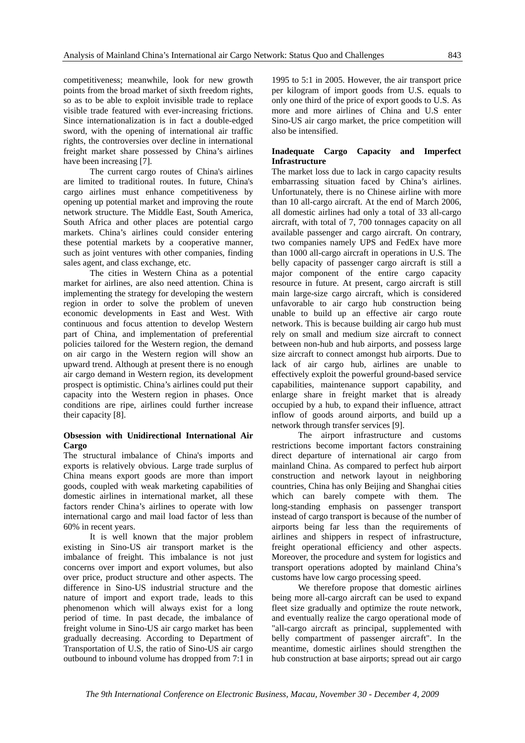competitiveness; meanwhile, look for new growth points from the broad market of sixth freedom rights, so as to be able to exploit invisible trade to replace visible trade featured with ever-increasing frictions. Since internationalization is in fact a double-edged sword, with the opening of international air traffic rights, the controversies over decline in international freight market share possessed by China's airlines have been increasing [7].

The current cargo routes of China's airlines are limited to traditional routes. In future, China's cargo airlines must enhance competitiveness by opening up potential market and improving the route network structure. The Middle East, South America, South Africa and other places are potential cargo markets. China's airlines could consider entering these potential markets by a cooperative manner, such as joint ventures with other companies, finding sales agent, and class exchange, etc.

The cities in Western China as a potential market for airlines, are also need attention. China is implementing the strategy for developing the western region in order to solve the problem of uneven economic developments in East and West. With continuous and focus attention to develop Western part of China, and implementation of preferential policies tailored for the Western region, the demand on air cargo in the Western region will show an upward trend. Although at present there is no enough air cargo demand in Western region, its development prospect is optimistic. China's airlines could put their capacity into the Western region in phases. Once conditions are ripe, airlines could further increase their capacity [8].

**Obsession with Unidirectional International Air Cargo**

The structural imbalance of China's imports and exports is relatively obvious. Large trade surplus of China means export goods are more than import goods, coupled with weak marketing capabilities of domestic airlines in international market, all these factors render China's airlines to operate with low international cargo and mail load factor of less than 60% in recent years.

It is well known that the major problem existing in Sino-US air transport market is the imbalance of freight. This imbalance is not just concerns over import and export volumes, but also over price, product structure and other aspects. The difference in Sino-US industrial structure and the nature of import and export trade, leads to this phenomenon which will always exist for a long period of time. In past decade, the imbalance of freight volume in Sino-US air cargo market has been gradually decreasing. According to Department of Transportation of U.S, the ratio of Sino-US air cargo outbound to inbound volume has dropped from 7:1 in 1995 to 5:1 in 2005. However, the air transport price per kilogram of import goods from U.S. equals to only one third of the price of export goods to U.S. As more and more airlines of China and U.S enter Sino-US air cargo market, the price competition will also be intensified.

**Inadequate Cargo Capacity and Imperfect Infrastructure**

The market loss due to lack in cargo capacity results embarrassing situation faced by China's airlines. Unfortunately, there is no Chinese airline with more than 10 all-cargo aircraft. At the end of March 2006, all domestic airlines had only a total of 33 all-cargo aircraft, with total of 7, 700 tonnages capacity on all available passenger and cargo aircraft. On contrary, two companies namely UPS and FedEx have more than 1000 all-cargo aircraft in operations in U.S. The belly capacity of passenger cargo aircraft is still a major component of the entire cargo capacity resource in future. At present, cargo aircraft is still main large-size cargo aircraft, which is considered unfavorable to air cargo hub construction being unable to build up an effective air cargo route network. This is because building air cargo hub must rely on small and medium size aircraft to connect between non-hub and hub airports, and possess large size aircraft to connect amongst hub airports. Due to lack of air cargo hub, airlines are unable to effectively exploit the powerful ground-based service capabilities, maintenance support capability, and enlarge share in freight market that is already occupied by a hub, to expand their influence, attract inflow of goods around airports, and build up a network through transfer services [9].

The airport infrastructure and customs restrictions become important factors constraining direct departure of international air cargo from mainland China. As compared to perfect hub airport construction and network layout in neighboring countries, China has only Beijing and Shanghai cities which can barely compete with them. The long-standing emphasis on passenger transport instead of cargo transport is because of the number of airports being far less than the requirements of airlines and shippers in respect of infrastructure, freight operational efficiency and other aspects. Moreover, the procedure and system for logistics and transport operations adopted by mainland China's customs have low cargo processing speed.

We therefore propose that domestic airlines being more all-cargo aircraft can be used to expand fleet size gradually and optimize the route network, and eventually realize the cargo operational mode of "all-cargo aircraft as principal, supplemented with belly compartment of passenger aircraft". In the meantime, domestic airlines should strengthen the hub construction at base airports; spread out air cargo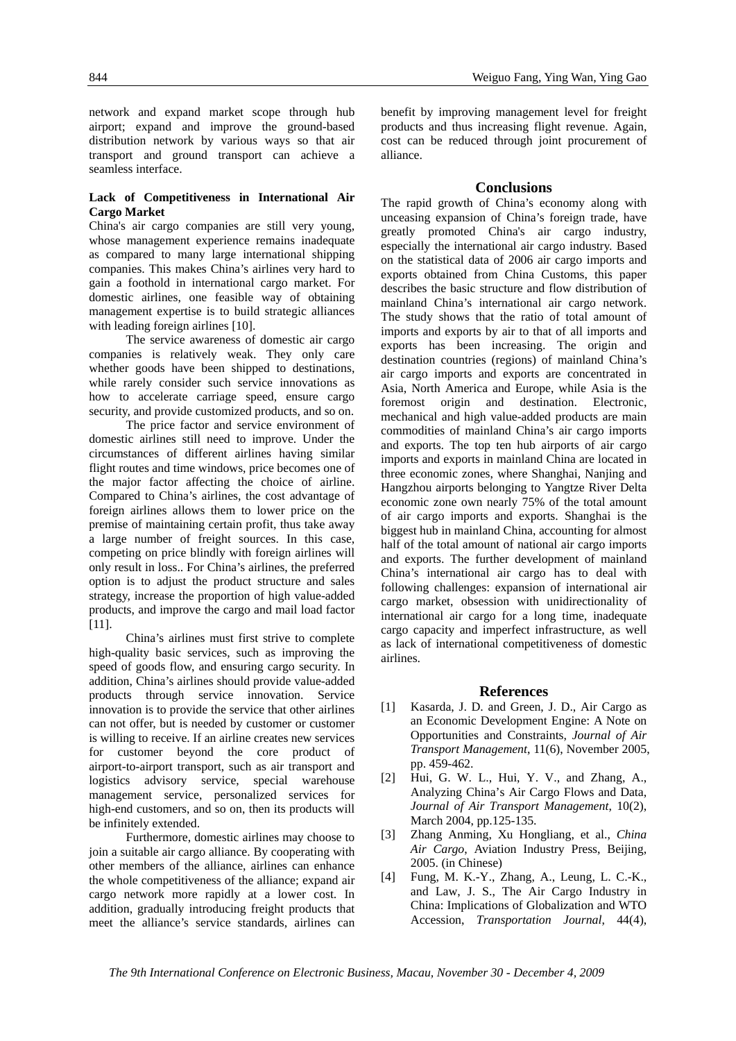network and expand market scope through hub airport; expand and improve the ground-based distribution network by various ways so that air transport and ground transport can achieve a seamless interface.

**Lack of Competitiveness in International Air Cargo Market**

China's air cargo companies are still very young, whose management experience remains inadequate as compared to many large international shipping companies. This makes China's airlines very hard to gain a foothold in international cargo market. For domestic airlines, one feasible way of obtaining management expertise is to build strategic alliances with leading foreign airlines [10].

The service awareness of domestic air cargo companies is relatively weak. They only care whether goods have been shipped to destinations, while rarely consider such service innovations as how to accelerate carriage speed, ensure cargo security, and provide customized products, and so on.

The price factor and service environment of domestic airlines still need to improve. Under the circumstances of different airlines having similar flight routes and time windows, price becomes one of the major factor affecting the choice of airline. Compared to China's airlines, the cost advantage of foreign airlines allows them to lower price on the premise of maintaining certain profit, thus take away a large number of freight sources. In this case, competing on price blindly with foreign airlines will only result in loss.. For China's airlines, the preferred option is to adjust the product structure and sales strategy, increase the proportion of high value-added products, and improve the cargo and mail load factor [11].

China's airlines must first strive to complete high-quality basic services, such as improving the speed of goods flow, and ensuring cargo security. In addition, China's airlines should provide value-added products through service innovation. Service innovation is to provide the service that other airlines can not offer, but is needed by customer or customer is willing to receive. If an airline creates new services for customer beyond the core product of airport-to-airport transport, such as air transport and logistics advisory service, special warehouse management service, personalized services for high-end customers, and so on, then its products will be infinitely extended.

Furthermore, domestic airlines may choose to join a suitable air cargo alliance. By cooperating with other members of the alliance, airlines can enhance the whole competitiveness of the alliance; expand air cargo network more rapidly at a lower cost. In addition, gradually introducing freight products that meet the alliance's service standards, airlines can benefit by improving management level for freight products and thus increasing flight revenue. Again, cost can be reduced through joint procurement of alliance.

## Conclusions

The rapid growth of China's economy along with unceasing expansion of China's foreign trade, have greatly promoted China's air cargo industry, especially the international air cargo industry. Based on the statistical data of 2006 air cargo imports and exports obtained from China Customs, this paper describes the basic structure and flow distribution of mainland China's international air cargo network. The study shows that the ratio of total amount of imports and exports by air to that of all imports and exports has been increasing. The origin and destination countries (regions) of mainland China's air cargo imports and exports are concentrated in Asia, North America and Europe, while Asia is the foremost origin and destination. Electronic, mechanical and high value-added products are main commodities of mainland China's air cargo imports and exports. The top ten hub airports of air cargo imports and exports in mainland China are located in three economic zones, where Shanghai, Nanjing and Hangzhou airports belonging to Yangtze River Delta economic zone own nearly 75% of the total amount of air cargo imports and exports. Shanghai is the biggest hub in mainland China, accounting for almost half of the total amount of national air cargo imports and exports. The further development of mainland China's international air cargo has to deal with following challenges: expansion of international air cargo market, obsession with unidirectionality of international air cargo for a long time, inadequate cargo capacity and imperfect infrastructure, as well as lack of international competitiveness of domestic airlines.

## References

[1] Kasarda, J. D. and Green, J. D., Air Cargo as an Economic Development Engine: A Note on Opportunities and Constraints, *Journal of Air Transport Management*, 11(6), November 2005, pp. 459-462.

[2] Hui, G. W. L., Hui, Y. V., and Zhang, A., Analyzing China's Air Cargo Flows and Data, *Journal of Air Transport Management*, 10(2), March 2004, pp.125-135.

[3] Zhang Anming, Xu Hongliang, et al., *China Air Cargo*, Aviation Industry Press, Beijing, 2005. (in Chinese)

[4] Fung, M. K.-Y., Zhang, A., Leung, L. C.-K., and Law, J. S., The Air Cargo Industry in China: Implications of Globalization and WTO Accession, *Transportation Journal*, 44(4),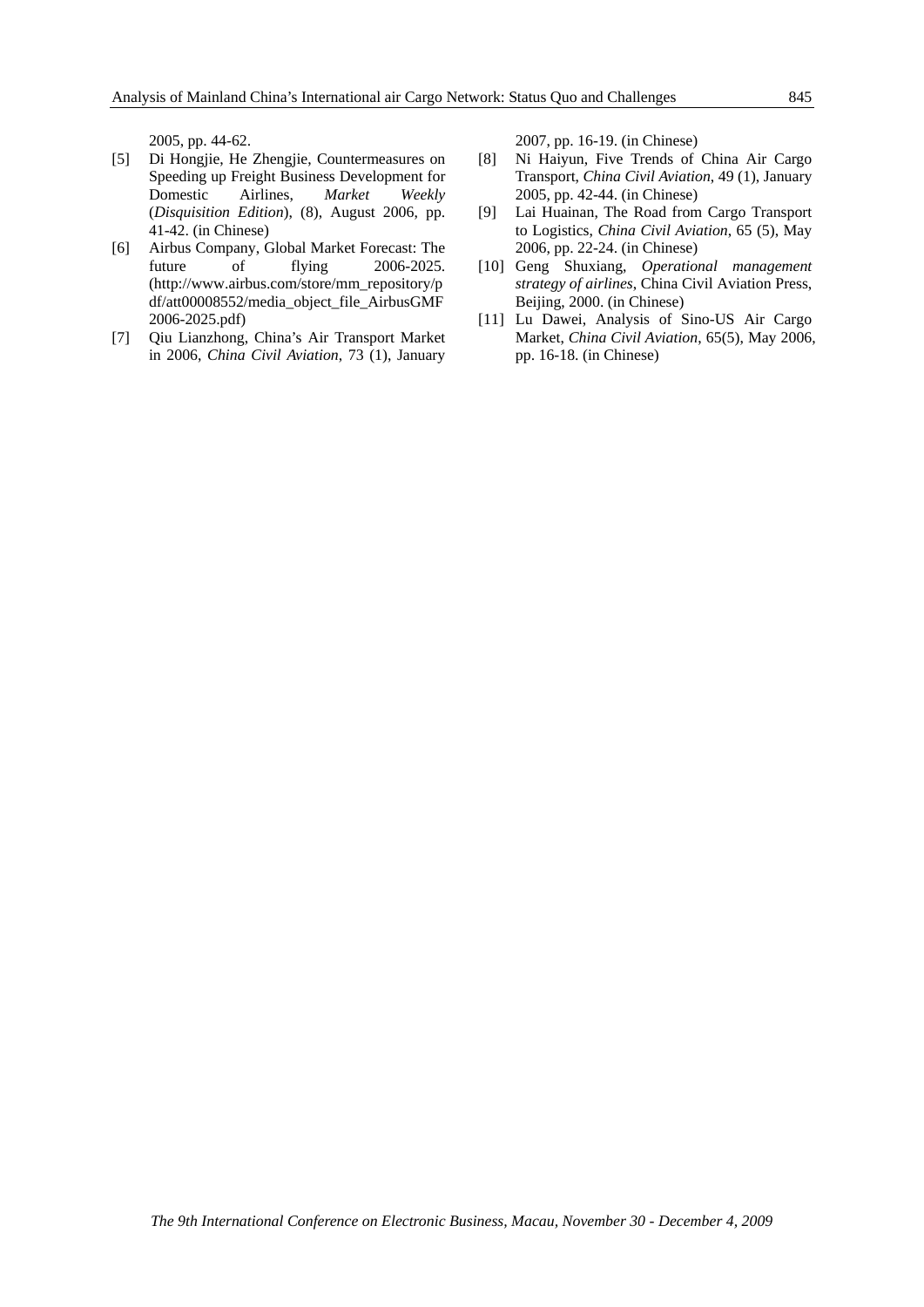2005, pp. 44-62.

[5] Di Hongjie, He Zhengjie, Countermeasures on Speeding up Freight Business Development for Domestic Airlines, *Market Weekly* (*Disquisition Edition*), (8), August 2006, pp. 41-42. (in Chinese)

[6] Airbus Company, Global Market Forecast: The future of flying 2006-2025. (http://www.airbus.com/store/mm_repository/pdf/att00008552/media_object_file_AirbusGMF2006-2025.pdf)

[7] Qiu Lianzhong, China's Air Transport Market in 2006, *China Civil Aviation*, 73 (1), January 2007, pp. 16-19. (in Chinese)

[8] Ni Haiyun, Five Trends of China Air Cargo Transport, *China Civil Aviation*, 49 (1), January 2005, pp. 42-44. (in Chinese)

[9] Lai Huainan, The Road from Cargo Transport to Logistics, *China Civil Aviation*, 65 (5), May 2006, pp. 22-24. (in Chinese)

[10] Geng Shuxiang, *Operational management strategy of airlines*, China Civil Aviation Press, Beijing, 2000. (in Chinese)

[11] Lu Dawei, Analysis of Sino-US Air Cargo Market, *China Civil Aviation*, 65(5), May 2006, pp. 16-18. (in Chinese)